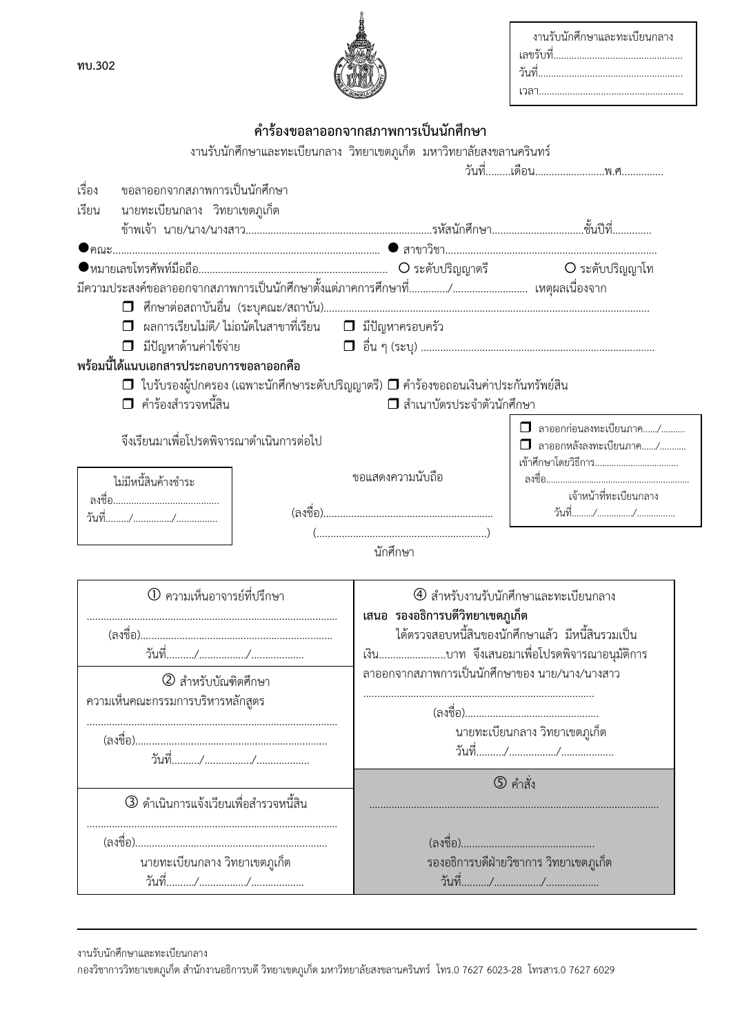ทบ.302

| งานรับนักศึกษาและทะเบียนกลาง |
|---|
| เลขรับที่................................................ |
| วันที่...................................................... |
| เวลา..................................................... |

## คำร้องขอลาออกจากสภาพการเป็นนักศึกษา

งานรับนักศึกษาและทะเบียนกลาง วิทยาเขตภูเก็ต มหาวิทยาลัยสงขลานครินทร์

วันที่.........เดือน.........................พ.ศ...............

เรื่อง ขอลาออกจากสภาพการเป็นนักศึกษา

เรียน นายทะเบียนกลาง วิทยาเขตภูเก็ต

ข้าพเจ้า นาย/นาง/นางสาว..................................................................รหัสนักศึกษา................................ชั้นปีที่.............

●คณะ.................................................................................................. ● สาขาวิชา.........................................................................

●หมายเลขโทรศัพท์มือถือ................................................................ O ระดับปริญญาตรี O ระดับปริญญาโท

มีความประสงค์ขอลาออกจากสภาพการเป็นนักศึกษาตั้งแต่ภาคการศึกษาที่............../........................... เหตุผลเนื่องจาก

- ❐ ศึกษาต่อสถาบันอื่น (ระบุคณะ/สถาบัน)..........................................................................................................................
- ❐ ผลการเรียนไม่ดี/ ไม่ถนัดในสาขาที่เรียน ❐ มีปัญหาครอบครัว
- ❐ มีปัญหาด้านค่าใช้จ่าย ❐ อื่น ๆ (ระบุ) ...................................................................................

**พร้อมนี้ได้แนบเอกสารประกอบการขอลาออกคือ**

- ❐ ใบรับรองผู้ปกครอง (เฉพาะนักศึกษาระดับปริญญาตรี) ❐ คำร้องขอถอนเงินค่าประกันทรัพย์สิน
- ❐ คำร้องสำรวจหนี้สิน ❐ สำเนาบัตรประจำตัวนักศึกษา

จึงเรียนมาเพื่อโปรดพิจารณาดำเนินการต่อไป

| ❐ ลาออกก่อนลงทะเบียนภาค....../.......... |
|---|
| ❐ ลาออกหลังลงทะเบียนภาค....../........... |
| เข้าศึกษาโดยวิธีการ.................................. |
| ลงชื่อ.......................................................... |
| เจ้าหน้าที่ทะเบียนกลาง |
| วันที่........./.............../............... |

ขอแสดงความนับถือ

(ลงชื่อ)..............................................................

(..............................................................)

นักศึกษา

| ไม่มีหนี้สินค้างชำระ |
|---|
| ลงชื่อ......................................... |
| วันที่........./.............../............... |

| ① ความเห็นอาจารย์ที่ปรึกษา | ④ สำหรับงานรับนักศึกษาและทะเบียนกลาง |
|---|---|
| .......................................................................................... (ลงชื่อ).................................................................... วันที่........../................./.................. | **เสนอ รองอธิการบดีวิทยาเขตภูเก็ต** ได้ตรวจสอบหนี้สินของนักศึกษาแล้ว มีหนี้สินรวมเป็นเงิน........................บาท จึงเสนอมาเพื่อโปรดพิจารณาอนุมัติการลาออกจากสภาพการเป็นนักศึกษาของ นาย/นาง/นางสาว .................................................................................. (ลงชื่อ)............................................... นายทะเบียนกลาง วิทยาเขตภูเก็ต วันที่........../................./.................. |
| ② สำหรับบัณฑิตศึกษา ความเห็นคณะกรรมการบริหารหลักสูตร .......................................................................................... (ลงชื่อ).................................................................... วันที่........../................./.................. | |
| ③ ดำเนินการแจ้งเวียนเพื่อสำรวจหนี้สิน .......................................................................................... (ลงชื่อ).................................................................... นายทะเบียนกลาง วิทยาเขตภูเก็ต วันที่........../................./.................. | ⑤ คำสั่ง ...................................................................................................... (ลงชื่อ)............................................... รองอธิการบดีฝ่ายวิชาการ วิทยาเขตภูเก็ต วันที่........../................./.................. |

งานรับนักศึกษาและทะเบียนกลาง

กองวิชาการวิทยาเขตภูเก็ต สำนักงานอธิการบดี วิทยาเขตภูเก็ต มหาวิทยาลัยสงขลานครินทร์ โทร.0 7627 6023-28 โทรสาร.0 7627 6029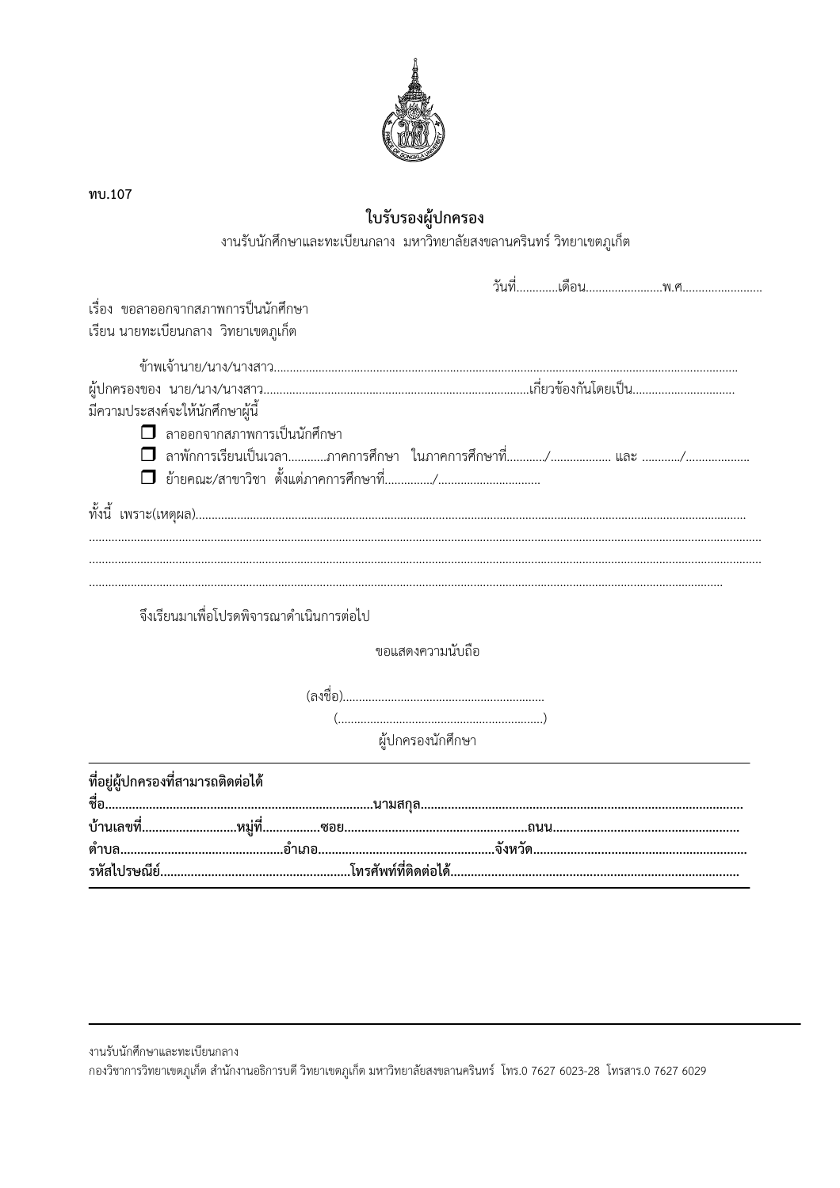ทบ.107

# ใบรับรองผู้ปกครอง

งานรับนักศึกษาและทะเบียนกลาง มหาวิทยาลัยสงขลานครินทร์ วิทยาเขตภูเก็ต

วันที่............เดือน........................พ.ศ.........................

เรื่อง ขอลาออกจากสภาพการเป็นนักศึกษา

เรียน นายทะเบียนกลาง วิทยาเขตภูเก็ต

ข้าพเจ้านาย/นาง/นางสาว...............................................................................................................................................

ผู้ปกครองของ นาย/นาง/นางสาว...................................................................................เกี่ยวข้องกันโดยเป็น................................

มีความประสงค์จะให้นักศึกษาผู้นี้

- ❒ ลาออกจากสภาพการเป็นนักศึกษา
- ❒ ลาพักการเรียนเป็นเวลา............ภาคการศึกษา ในภาคการศึกษาที่............/................... และ ............/...................
- ❒ ย้ายคณะ/สาขาวิชา ตั้งแต่ภาคการศึกษาที่.............../................................

ทั้งนี้ เพราะ(เหตุผล).........................................................................................................................................................

..........................................................................................................................................................................................

..........................................................................................................................................................................................

..........................................................................................................................................................................................

จึงเรียนมาเพื่อโปรดพิจารณาดำเนินการต่อไป

ขอแสดงความนับถือ

(ลงชื่อ)..............................................................

(................................................................)

ผู้ปกครองนักศึกษา

---

**ที่อยู่ผู้ปกครองที่สามารถติดต่อได้**

**ชื่อ................................................................................นามสกุล...............................................................................**

**บ้านเลขที่............................หมู่ที่................ซอย......................................................ถนน......................................................**

**ตำบล.................................................อำเภอ....................................................จังหวัด...............................................................**

**รหัสไปรษณีย์........................................................โทรศัพท์ที่ติดต่อได้....................................................................................**

---

งานรับนักศึกษาและทะเบียนกลาง

กองวิชาการวิทยาเขตภูเก็ต สำนักงานอธิการบดี วิทยาเขตภูเก็ต มหาวิทยาลัยสงขลานครินทร์ โทร.0 7627 6023-28 โทรสาร.0 7627 6029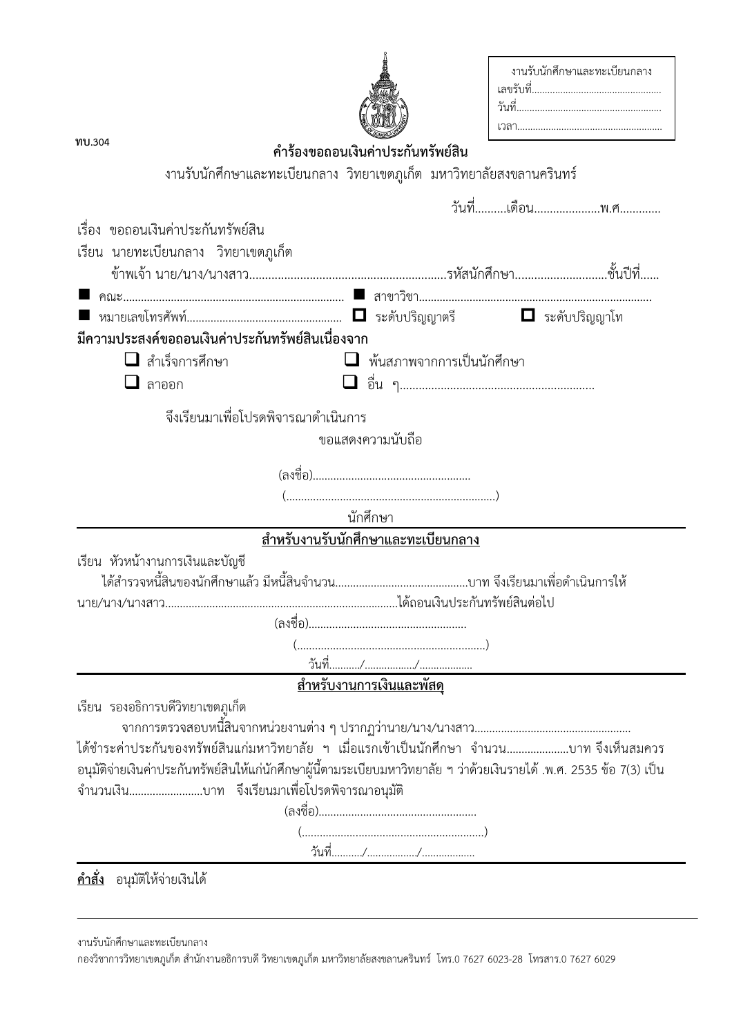งานรับนักศึกษาและทะเบียนกลาง
เลขรับที่.................................................
วันที่.......................................................
เวลา.......................................................

ทบ.304

## คำร้องขอถอนเงินค่าประกันทรัพย์สิน

งานรับนักศึกษาและทะเบียนกลาง วิทยาเขตภูเก็ต มหาวิทยาลัยสงขลานครินทร์

วันที่..........เดือน.....................พ.ศ.............

เรื่อง ขอถอนเงินค่าประกันทรัพย์สิน

เรียน นายทะเบียนกลาง วิทยาเขตภูเก็ต

ข้าพเจ้า นาย/นาง/นางสาว..............................................................รหัสนักศึกษา............................ชั้นปีที่......

■ คณะ......................................................................... ■ สาขาวิชา............................................................................

■ หมายเลขโทรศัพท์.................................................. ☐ ระดับปริญญาตรี ☐ ระดับปริญญาโท

**มีความประสงค์ขอถอนเงินค่าประกันทรัพย์สินเนื่องจาก**

☐ สำเร็จการศึกษา ☐ พ้นสภาพจากการเป็นนักศึกษา

☐ ลาออก ☐ อื่น ๆ.............................................................

จึงเรียนมาเพื่อโปรดพิจารณาดำเนินการ

ขอแสดงความนับถือ

(ลงชื่อ)....................................................

(......................................................................)

นักศึกษา

---

**สำหรับงานรับนักศึกษาและทะเบียนกลาง**

เรียน หัวหน้างานการเงินและบัญชี

ได้สำรวจหนี้สินของนักศึกษาแล้ว มีหนี้สินจำนวน............................................บาท จึงเรียนมาเพื่อดำเนินการให้ นาย/นาง/นางสาว..............................................................................ได้ถอนเงินประกันทรัพย์สินต่อไป

(ลงชื่อ)....................................................

(..............................................................)

วันที่........../................./..................

---

**สำหรับงานการเงินและพัสดุ**

เรียน รองอธิการบดีวิทยาเขตภูเก็ต

จากการตรวจสอบหนี้สินจากหน่วยงานต่าง ๆ ปรากฏว่านาย/นาง/นางสาว.................................................... ได้ชำระค่าประกันของทรัพย์สินแก่มหาวิทยาลัย ฯ เมื่อแรกเข้าเป็นนักศึกษา จำนวน.....................บาท จึงเห็นสมควร อนุมัติจ่ายเงินค่าประกันทรัพย์สินให้แก่นักศึกษาผู้นี้ตามระเบียบมหาวิทยาลัย ฯ ว่าด้วยเงินรายได้ .พ.ศ. 2535 ข้อ 7(3) เป็น จำนวนเงิน.........................บาท จึงเรียนมาเพื่อโปรดพิจารณาอนุมัติ

(ลงชื่อ)....................................................

(.............................................................)

วันที่........../................./..................

---

**คำสั่ง** อนุมัติให้จ่ายเงินได้

---

งานรับนักศึกษาและทะเบียนกลาง
กองวิชาการวิทยาเขตภูเก็ต สำนักงานอธิการบดี วิทยาเขตภูเก็ต มหาวิทยาลัยสงขลานครินทร์ โทร.0 7627 6023-28 โทรสาร.0 7627 6029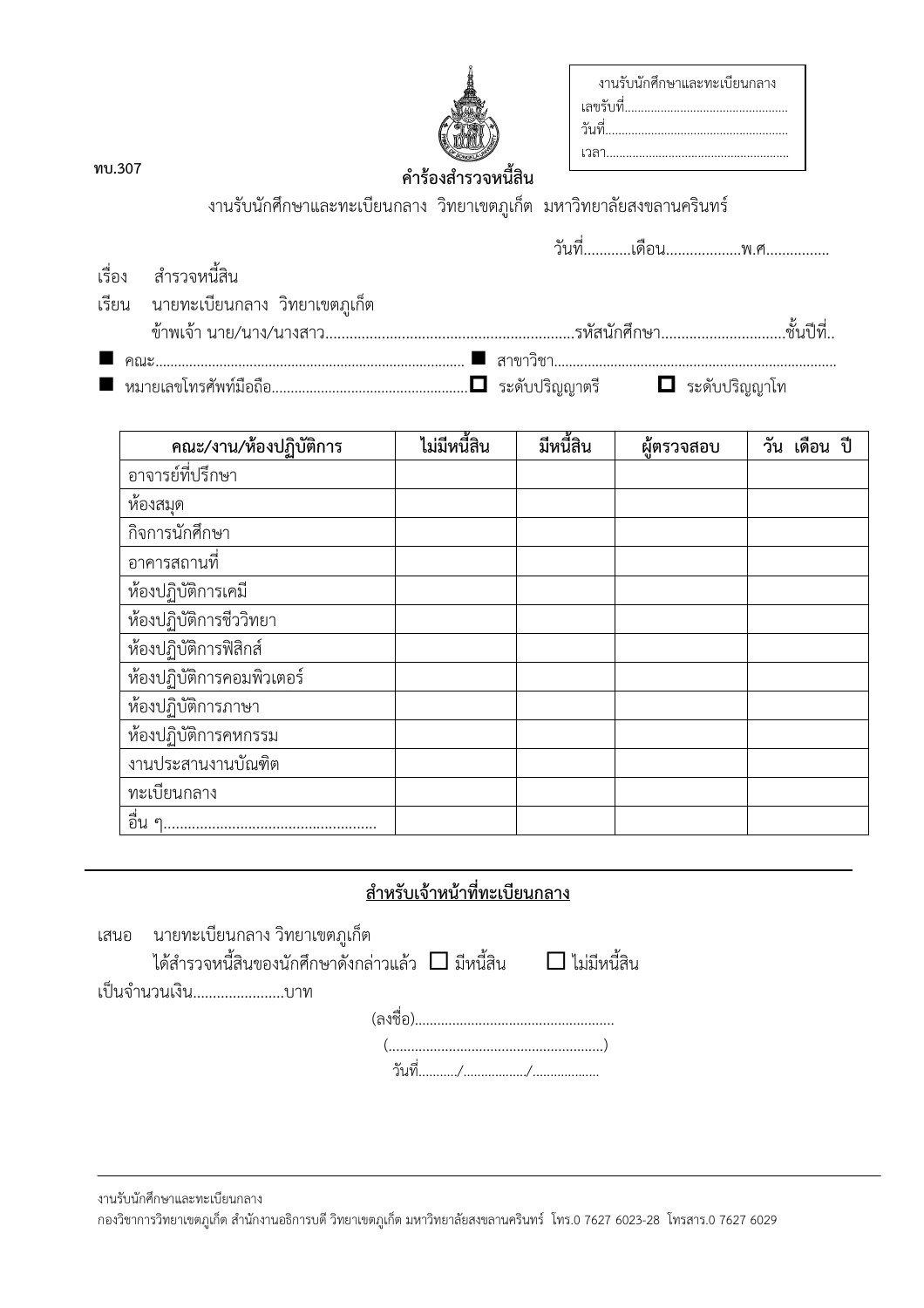| งานรับนักศึกษาและทะเบียนกลาง |
|---|
| เลขรับที่................................................ |
| วันที่....................................................... |
| เวลา....................................................... |

ทบ.307

# คำร้องสำรวจหนี้สิน

งานรับนักศึกษาและทะเบียนกลาง วิทยาเขตภูเก็ต มหาวิทยาลัยสงขลานครินทร์

วันที่............เดือน...................พ.ศ................

เรื่อง สำรวจหนี้สิน

เรียน นายทะเบียนกลาง วิทยาเขตภูเก็ต

ข้าพเจ้า นาย/นาง/นางสาว..............................................................รหัสนักศึกษา..............................ชั้นปีที่..

■ คณะ................................................................................ ■ สาขาวิชา..........................................................................

■ หมายเลขโทรศัพท์มือถือ...................................................☐ ระดับปริญญาตรี ☐ ระดับปริญญาโท

| คณะ/งาน/ห้องปฏิบัติการ | ไม่มีหนี้สิน | มีหนี้สิน | ผู้ตรวจสอบ | วัน เดือน ปี |
|---|---|---|---|---|
| อาจารย์ที่ปรึกษา | | | | |
| ห้องสมุด | | | | |
| กิจการนักศึกษา | | | | |
| อาคารสถานที่ | | | | |
| ห้องปฏิบัติการเคมี | | | | |
| ห้องปฏิบัติการชีววิทยา | | | | |
| ห้องปฏิบัติการฟิสิกส์ | | | | |
| ห้องปฏิบัติการคอมพิวเตอร์ | | | | |
| ห้องปฏิบัติการภาษา | | | | |
| ห้องปฏิบัติการคหกรรม | | | | |
| งานประสานงานบัณฑิต | | | | |
| ทะเบียนกลาง | | | | |
| อื่น ๆ..................................................... | | | | |

## สำหรับเจ้าหน้าที่ทะเบียนกลาง

เสนอ นายทะเบียนกลาง วิทยาเขตภูเก็ต

ได้สำรวจหนี้สินของนักศึกษาดังกล่าวแล้ว ☐ มีหนี้สิน ☐ ไม่มีหนี้สิน

เป็นจำนวนเงิน.......................บาท

(ลงชื่อ)....................................................

(........................................................)

วันที่.........../................./..................

งานรับนักศึกษาและทะเบียนกลาง

กองวิชาการวิทยาเขตภูเก็ต สำนักงานอธิการบดี วิทยาเขตภูเก็ต มหาวิทยาลัยสงขลานครินทร์ โทร.0 7627 6023-28 โทรสาร.0 7627 6029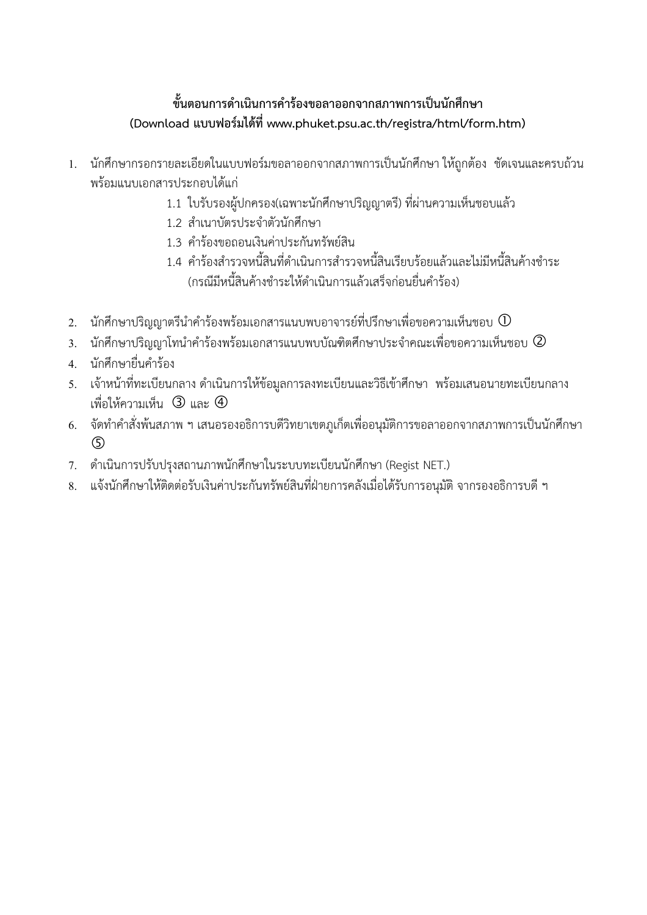**ขั้นตอนการดำเนินการคำร้องขอลาออกจากสภาพการเป็นนักศึกษา**
**(Download แบบฟอร์มได้ที่ www.phuket.psu.ac.th/registra/html/form.htm)**

1. นักศึกษากรอกรายละเอียดในแบบฟอร์มขอลาออกจากสภาพการเป็นนักศึกษา ให้ถูกต้อง ชัดเจนและครบถ้วน พร้อมแนบเอกสารประกอบได้แก่
   - 1.1 ใบรับรองผู้ปกครอง(เฉพาะนักศึกษาปริญญาตรี) ที่ผ่านความเห็นชอบแล้ว
   - 1.2 สำเนาบัตรประจำตัวนักศึกษา
   - 1.3 คำร้องขอถอนเงินค่าประกันทรัพย์สิน
   - 1.4 คำร้องสำรวจหนี้สินที่ดำเนินการสำรวจหนี้สินเรียบร้อยแล้วและไม่มีหนี้สินค้างชำระ (กรณีมีหนี้สินค้างชำระให้ดำเนินการแล้วเสร็จก่อนยื่นคำร้อง)
2. นักศึกษาปริญญาตรีนำคำร้องพร้อมเอกสารแนบพบอาจารย์ที่ปรึกษาเพื่อขอความเห็นชอบ ①
3. นักศึกษาปริญญาโทนำคำร้องพร้อมเอกสารแนบพบบัณฑิตศึกษาประจำคณะเพื่อขอความเห็นชอบ ②
4. นักศึกษายื่นคำร้อง
5. เจ้าหน้าที่ทะเบียนกลาง ดำเนินการให้ข้อมูลการลงทะเบียนและวิธีเข้าศึกษา พร้อมเสนอนายทะเบียนกลาง เพื่อให้ความเห็น ③ และ ④
6. จัดทำคำสั่งพ้นสภาพ ฯ เสนอรองอธิการบดีวิทยาเขตภูเก็ตเพื่ออนุมัติการขอลาออกจากสภาพการเป็นนักศึกษา ⑤
7. ดำเนินการปรับปรุงสถานภาพนักศึกษาในระบบทะเบียนนักศึกษา (Regist NET.)
8. แจ้งนักศึกษาให้ติดต่อรับเงินค่าประกันทรัพย์สินที่ฝ่ายการคลังเมื่อได้รับการอนุมัติ จากรองอธิการบดี ฯ